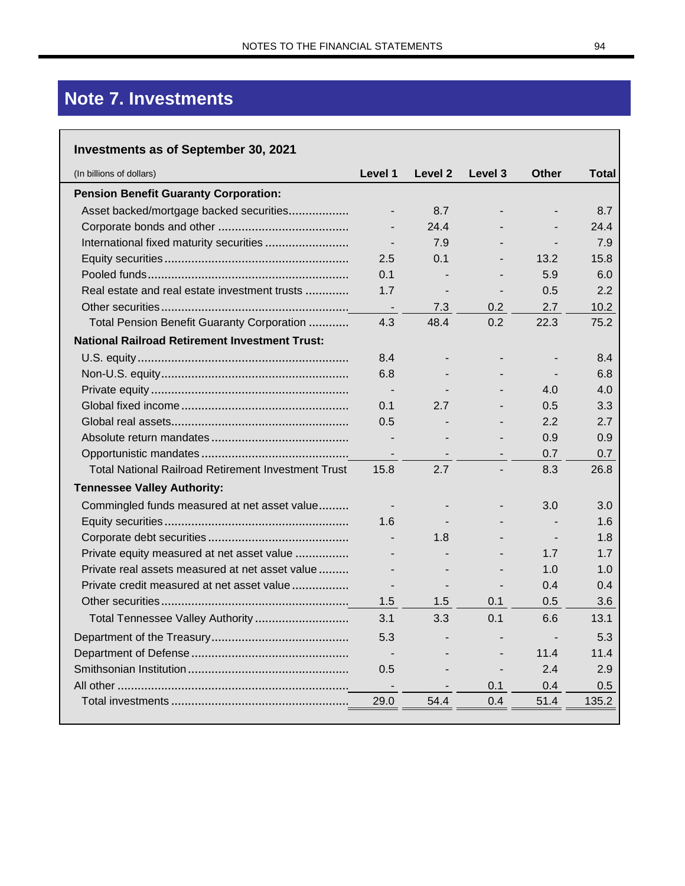# Note 7. Investments

**Investments as of September 30, 2021**

| (In billions of dollars) | Level 1 | Level 2 | Level 3 | Other | Total |
|---|---|---|---|---|---|
| **Pension Benefit Guaranty Corporation:** | | | | | |
| Asset backed/mortgage backed securities | - | 8.7 | - | - | 8.7 |
| Corporate bonds and other | - | 24.4 | - | - | 24.4 |
| International fixed maturity securities | - | 7.9 | - | - | 7.9 |
| Equity securities | 2.5 | 0.1 | - | 13.2 | 15.8 |
| Pooled funds | 0.1 | - | - | 5.9 | 6.0 |
| Real estate and real estate investment trusts | 1.7 | - | - | 0.5 | 2.2 |
| Other securities | - | 7.3 | 0.2 | 2.7 | 10.2 |
| Total Pension Benefit Guaranty Corporation | 4.3 | 48.4 | 0.2 | 22.3 | 75.2 |
| **National Railroad Retirement Investment Trust:** | | | | | |
| U.S. equity | 8.4 | - | - | - | 8.4 |
| Non-U.S. equity | 6.8 | - | - | - | 6.8 |
| Private equity | - | - | - | 4.0 | 4.0 |
| Global fixed income | 0.1 | 2.7 | - | 0.5 | 3.3 |
| Global real assets | 0.5 | - | - | 2.2 | 2.7 |
| Absolute return mandates | - | - | - | 0.9 | 0.9 |
| Opportunistic mandates | - | - | - | 0.7 | 0.7 |
| Total National Railroad Retirement Investment Trust | 15.8 | 2.7 | - | 8.3 | 26.8 |
| **Tennessee Valley Authority:** | | | | | |
| Commingled funds measured at net asset value | - | - | - | 3.0 | 3.0 |
| Equity securities | 1.6 | - | - | - | 1.6 |
| Corporate debt securities | - | 1.8 | - | - | 1.8 |
| Private equity measured at net asset value | - | - | - | 1.7 | 1.7 |
| Private real assets measured at net asset value | - | - | - | 1.0 | 1.0 |
| Private credit measured at net asset value | - | - | - | 0.4 | 0.4 |
| Other securities | 1.5 | 1.5 | 0.1 | 0.5 | 3.6 |
| Total Tennessee Valley Authority | 3.1 | 3.3 | 0.1 | 6.6 | 13.1 |
| Department of the Treasury | 5.3 | - | - | - | 5.3 |
| Department of Defense | - | - | - | 11.4 | 11.4 |
| Smithsonian Institution | 0.5 | - | - | 2.4 | 2.9 |
| All other | - | - | 0.1 | 0.4 | 0.5 |
| Total investments | 29.0 | 54.4 | 0.4 | 51.4 | 135.2 |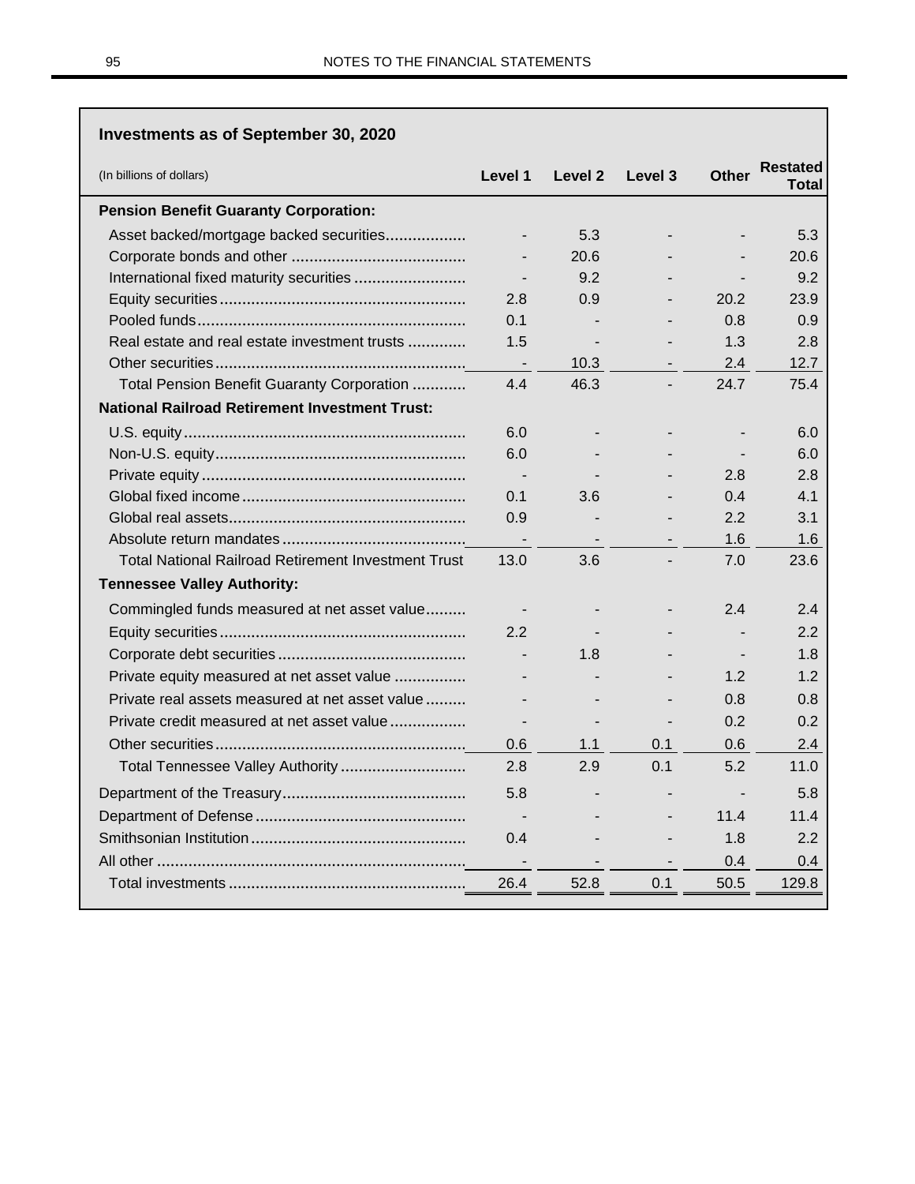## Investments as of September 30, 2020

| (In billions of dollars) | Level 1 | Level 2 | Level 3 | Other | Restated Total |
|---|---|---|---|---|---|
| **Pension Benefit Guaranty Corporation:** | | | | | |
| Asset backed/mortgage backed securities | - | 5.3 | - | - | 5.3 |
| Corporate bonds and other | - | 20.6 | - | - | 20.6 |
| International fixed maturity securities | - | 9.2 | - | - | 9.2 |
| Equity securities | 2.8 | 0.9 | - | 20.2 | 23.9 |
| Pooled funds | 0.1 | - | - | 0.8 | 0.9 |
| Real estate and real estate investment trusts | 1.5 | - | - | 1.3 | 2.8 |
| Other securities | - | 10.3 | - | 2.4 | 12.7 |
| Total Pension Benefit Guaranty Corporation | 4.4 | 46.3 | - | 24.7 | 75.4 |
| **National Railroad Retirement Investment Trust:** | | | | | |
| U.S. equity | 6.0 | - | - | - | 6.0 |
| Non-U.S. equity | 6.0 | - | - | - | 6.0 |
| Private equity | - | - | - | 2.8 | 2.8 |
| Global fixed income | 0.1 | 3.6 | - | 0.4 | 4.1 |
| Global real assets | 0.9 | - | - | 2.2 | 3.1 |
| Absolute return mandates | - | - | - | 1.6 | 1.6 |
| Total National Railroad Retirement Investment Trust | 13.0 | 3.6 | - | 7.0 | 23.6 |
| **Tennessee Valley Authority:** | | | | | |
| Commingled funds measured at net asset value | - | - | - | 2.4 | 2.4 |
| Equity securities | 2.2 | - | - | - | 2.2 |
| Corporate debt securities | - | 1.8 | - | - | 1.8 |
| Private equity measured at net asset value | - | - | - | 1.2 | 1.2 |
| Private real assets measured at net asset value | - | - | - | 0.8 | 0.8 |
| Private credit measured at net asset value | - | - | - | 0.2 | 0.2 |
| Other securities | 0.6 | 1.1 | 0.1 | 0.6 | 2.4 |
| Total Tennessee Valley Authority | 2.8 | 2.9 | 0.1 | 5.2 | 11.0 |
| Department of the Treasury | 5.8 | - | - | - | 5.8 |
| Department of Defense | - | - | - | 11.4 | 11.4 |
| Smithsonian Institution | 0.4 | - | - | 1.8 | 2.2 |
| All other | - | - | - | 0.4 | 0.4 |
| Total investments | 26.4 | 52.8 | 0.1 | 50.5 | 129.8 |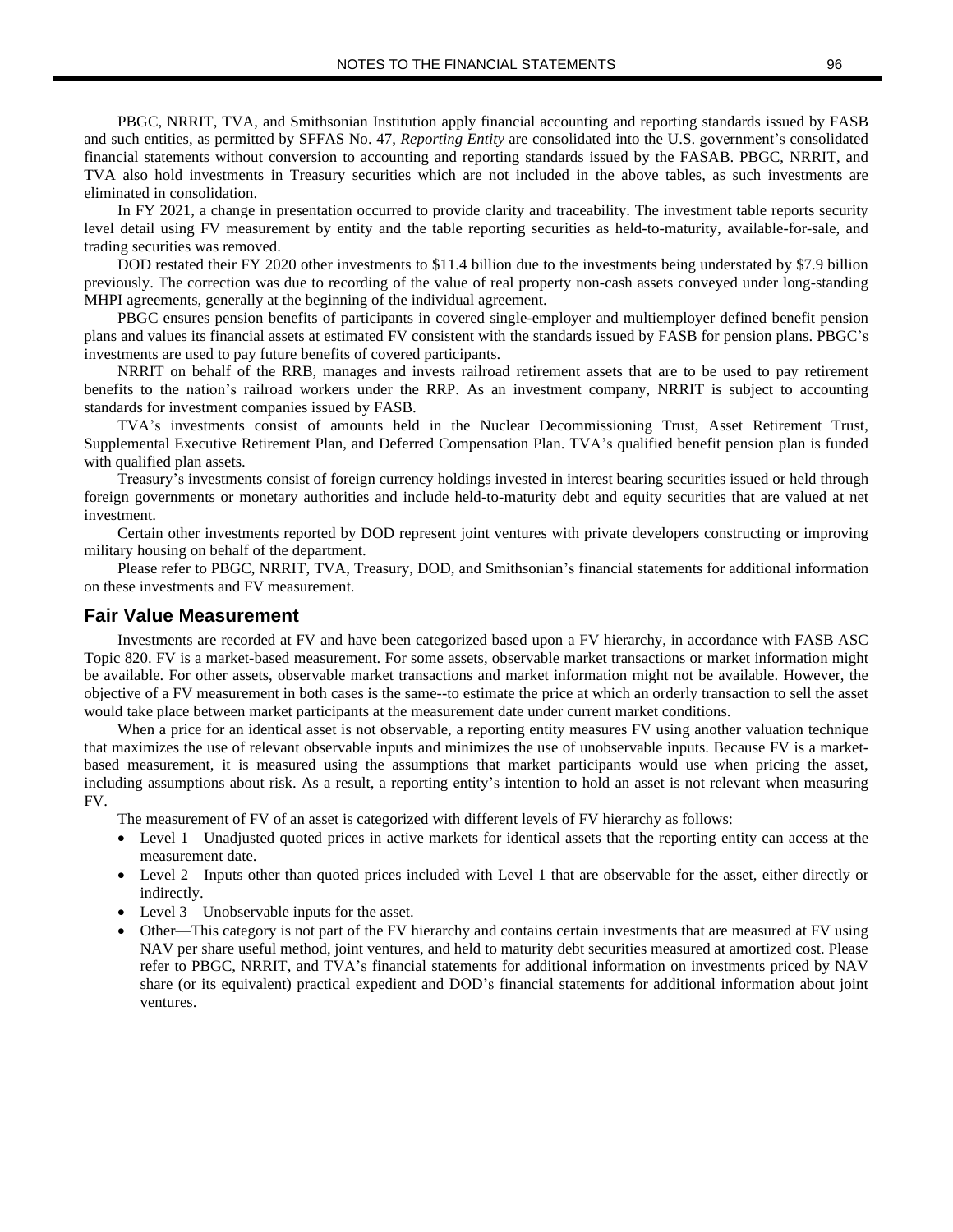PBGC, NRRIT, TVA, and Smithsonian Institution apply financial accounting and reporting standards issued by FASB and such entities, as permitted by SFFAS No. 47, *Reporting Entity* are consolidated into the U.S. government's consolidated financial statements without conversion to accounting and reporting standards issued by the FASAB. PBGC, NRRIT, and TVA also hold investments in Treasury securities which are not included in the above tables, as such investments are eliminated in consolidation.

In FY 2021, a change in presentation occurred to provide clarity and traceability. The investment table reports security level detail using FV measurement by entity and the table reporting securities as held-to-maturity, available-for-sale, and trading securities was removed.

DOD restated their FY 2020 other investments to $11.4 billion due to the investments being understated by $7.9 billion previously. The correction was due to recording of the value of real property non-cash assets conveyed under long-standing MHPI agreements, generally at the beginning of the individual agreement.

PBGC ensures pension benefits of participants in covered single-employer and multiemployer defined benefit pension plans and values its financial assets at estimated FV consistent with the standards issued by FASB for pension plans. PBGC's investments are used to pay future benefits of covered participants.

NRRIT on behalf of the RRB, manages and invests railroad retirement assets that are to be used to pay retirement benefits to the nation's railroad workers under the RRP. As an investment company, NRRIT is subject to accounting standards for investment companies issued by FASB.

TVA's investments consist of amounts held in the Nuclear Decommissioning Trust, Asset Retirement Trust, Supplemental Executive Retirement Plan, and Deferred Compensation Plan. TVA's qualified benefit pension plan is funded with qualified plan assets.

Treasury's investments consist of foreign currency holdings invested in interest bearing securities issued or held through foreign governments or monetary authorities and include held-to-maturity debt and equity securities that are valued at net investment.

Certain other investments reported by DOD represent joint ventures with private developers constructing or improving military housing on behalf of the department.

Please refer to PBGC, NRRIT, TVA, Treasury, DOD, and Smithsonian's financial statements for additional information on these investments and FV measurement.

## Fair Value Measurement

Investments are recorded at FV and have been categorized based upon a FV hierarchy, in accordance with FASB ASC Topic 820. FV is a market-based measurement. For some assets, observable market transactions or market information might be available. For other assets, observable market transactions and market information might not be available. However, the objective of a FV measurement in both cases is the same--to estimate the price at which an orderly transaction to sell the asset would take place between market participants at the measurement date under current market conditions.

When a price for an identical asset is not observable, a reporting entity measures FV using another valuation technique that maximizes the use of relevant observable inputs and minimizes the use of unobservable inputs. Because FV is a market-based measurement, it is measured using the assumptions that market participants would use when pricing the asset, including assumptions about risk. As a result, a reporting entity's intention to hold an asset is not relevant when measuring FV.

The measurement of FV of an asset is categorized with different levels of FV hierarchy as follows:

- Level 1—Unadjusted quoted prices in active markets for identical assets that the reporting entity can access at the measurement date.
- Level 2—Inputs other than quoted prices included with Level 1 that are observable for the asset, either directly or indirectly.
- Level 3—Unobservable inputs for the asset.
- Other—This category is not part of the FV hierarchy and contains certain investments that are measured at FV using NAV per share useful method, joint ventures, and held to maturity debt securities measured at amortized cost. Please refer to PBGC, NRRIT, and TVA's financial statements for additional information on investments priced by NAV share (or its equivalent) practical expedient and DOD's financial statements for additional information about joint ventures.